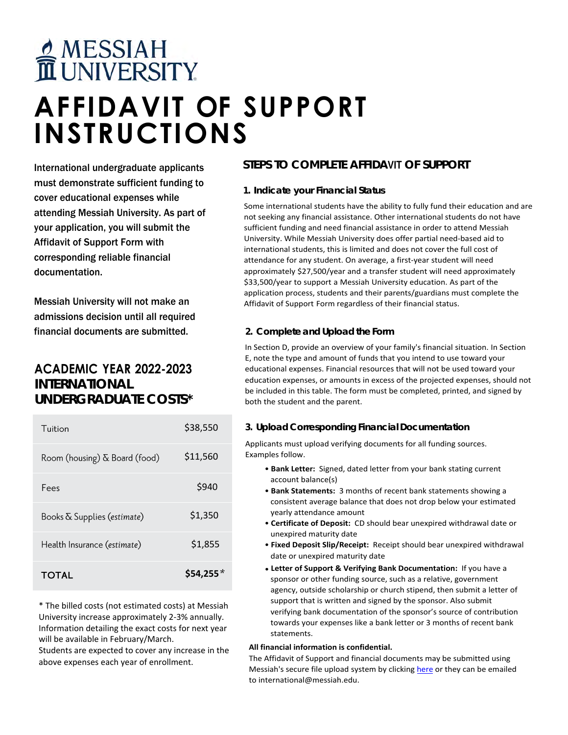# MESSIAH UNIVERSITY

# AFFIDAVIT OF SUPPORT INSTRUCTIONS

International undergraduate applicants must demonstrate sufficient funding to cover educational expenses while attending Messiah University. As part of your application, you will submit the Affidavit of Support Form with corresponding reliable financial documentation.

Messiah University will not make an admissions decision until all required financial documents are submitted.

## ACADEMIC YEAR 2022-2023 INTERNATIONAL UNDERGRADUATE COSTS*

| | |
|---|---|
| Tuition | $38,550 |
| Room (housing) & Board (food) | $11,560 |
| Fees | $940 |
| Books & Supplies (*estimate*) | $1,350 |
| Health Insurance (*estimate*) | $1,855 |
| **TOTAL** | **$54,255***|

* The billed costs (not estimated costs) at Messiah University increase approximately 2-3% annually. Information detailing the exact costs for next year will be available in February/March.
Students are expected to cover any increase in the above expenses each year of enrollment.

## STEPS TO COMPLETE AFFIDAVIT OF SUPPORT

### 1. Indicate your Financial Status

Some international students have the ability to fully fund their education and are not seeking any financial assistance. Other international students do not have sufficient funding and need financial assistance in order to attend Messiah University. While Messiah University does offer partial need-based aid to international students, this is limited and does not cover the full cost of attendance for any student. On average, a first-year student will need approximately $27,500/year and a transfer student will need approximately $33,500/year to support a Messiah University education. As part of the application process, students and their parents/guardians must complete the Affidavit of Support Form regardless of their financial status.

### 2. Complete and Upload the Form

In Section D, provide an overview of your family's financial situation. In Section E, note the type and amount of funds that you intend to use toward your educational expenses. Financial resources that will not be used toward your education expenses, or amounts in excess of the projected expenses, should not be included in this table. The form must be completed, printed, and signed by both the student and the parent.

### 3. Upload Corresponding Financial Documentation

Applicants must upload verifying documents for all funding sources. Examples follow.

- **Bank Letter:** Signed, dated letter from your bank stating current account balance(s)
- **Bank Statements:** 3 months of recent bank statements showing a consistent average balance that does not drop below your estimated yearly attendance amount
- **Certificate of Deposit:** CD should bear unexpired withdrawal date or unexpired maturity date
- **Fixed Deposit Slip/Receipt:** Receipt should bear unexpired withdrawal date or unexpired maturity date
- **Letter of Support & Verifying Bank Documentation:** If you have a sponsor or other funding source, such as a relative, government agency, outside scholarship or church stipend, then submit a letter of support that is written and signed by the sponsor. Also submit verifying bank documentation of the sponsor's source of contribution towards your expenses like a bank letter or 3 months of recent bank statements.

**All financial information is confidential.**

The Affidavit of Support and financial documents may be submitted using Messiah's secure file upload system by clicking here or they can be emailed to international@messiah.edu.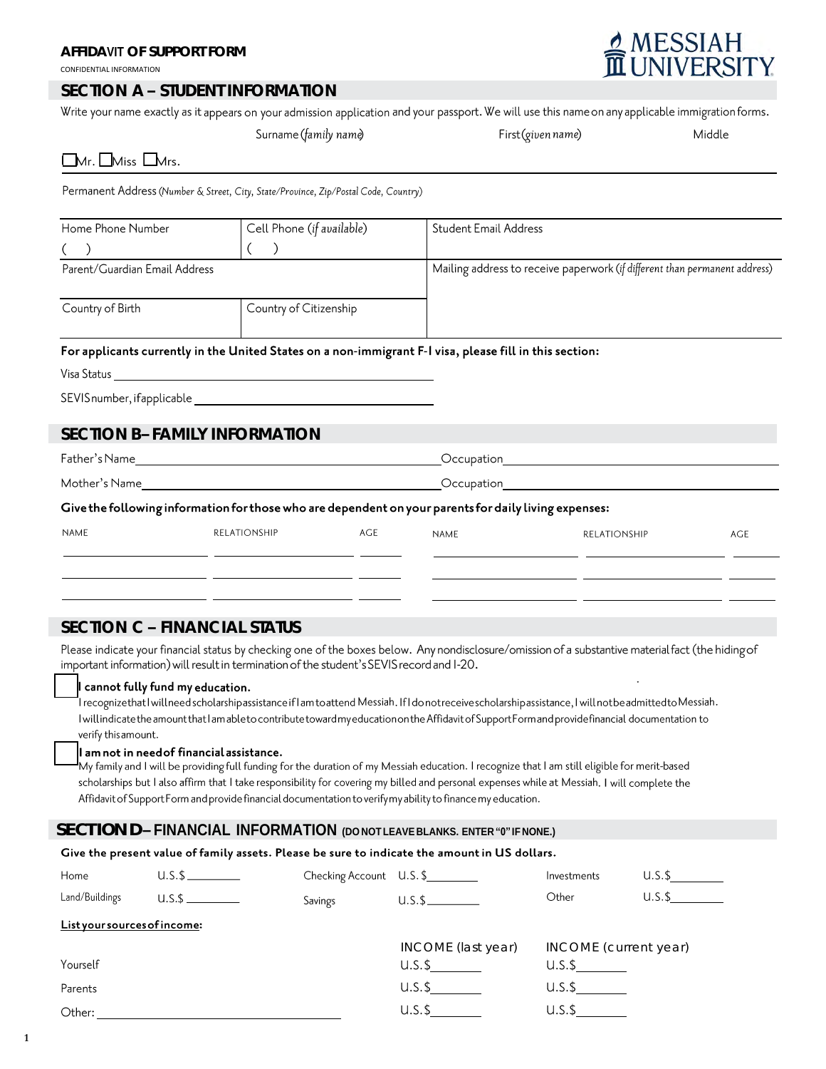**AFFIDAVIT OF SUPPORT FORM**

CONFIDENTIAL INFORMATION

MESSIAH UNIVERSITY

## SECTION A – STUDENT INFORMATION

Write your name exactly as it appears on your admission application and your passport. We will use this name on any applicable immigration forms.

| | Surname (*family name*) | First (*given name*) | Middle |
|---|---|---|---|
| ☐Mr. ☐Miss ☐Mrs. | | | |

Permanent Address (*Number & Street, City, State/Province, Zip/Postal Code, Country*)

| Home Phone Number ( ) | Cell Phone (*if available*) ( ) | Student Email Address |
|---|---|---|
| Parent/Guardian Email Address | | Mailing address to receive paperwork (*if different than permanent address*) |
| Country of Birth | Country of Citizenship | |

**For applicants currently in the United States on a non-immigrant F-1 visa, please fill in this section:**

Visa Status ______________________________

SEVIS number, if applicable ______________________________

## SECTION B– FAMILY INFORMATION

Father's Name ______________________________ Occupation ______________________________

Mother's Name ______________________________ Occupation ______________________________

**Give the following information for those who are dependent on your parents for daily living expenses:**

| NAME | RELATIONSHIP | AGE | NAME | RELATIONSHIP | AGE |
|---|---|---|---|---|---|
| | | | | | |
| | | | | | |
| | | | | | |

## SECTION C – FINANCIAL STATUS

Please indicate your financial status by checking one of the boxes below. Any nondisclosure/omission of a substantive material fact (the hiding of important information) will result in termination of the student's SEVIS record and I-20.

☐ **I cannot fully fund my education.**
I recognize that I will need scholarship assistance if I am to attend Messiah. If I do not receive scholarship assistance, I will not be admitted to Messiah. I will indicate the amount that I am able to contribute toward my education on the Affidavit of Support Form and provide financial documentation to verify this amount.

☐ **I am not in need of financial assistance.**
My family and I will be providing full funding for the duration of my Messiah education. I recognize that I am still eligible for merit-based scholarships but I also affirm that I take responsibility for covering my billed and personal expenses while at Messiah. I will complete the Affidavit of Support Form and provide financial documentation to verify my ability to finance my education.

## SECTION D– FINANCIAL INFORMATION (DO NOT LEAVE BLANKS. ENTER "0" IF NONE.)

**Give the present value of family assets. Please be sure to indicate the amount in US dollars.**

| | | | | | |
|---|---|---|---|---|---|
| Home | U.S.$ ________ | Checking Account | U.S.$ ________ | Investments | U.S.$ ________ |
| Land/Buildings | U.S.$ ________ | Savings | U.S.$ ________ | Other | U.S.$ ________ |

**List your sources of income:**

| | INCOME (last year) | INCOME (current year) |
|---|---|---|
| Yourself | U.S.$ ________ | U.S.$ ________ |
| Parents | U.S.$ ________ | U.S.$ ________ |
| Other: ______________________________ | U.S.$ ________ | U.S.$ ________ |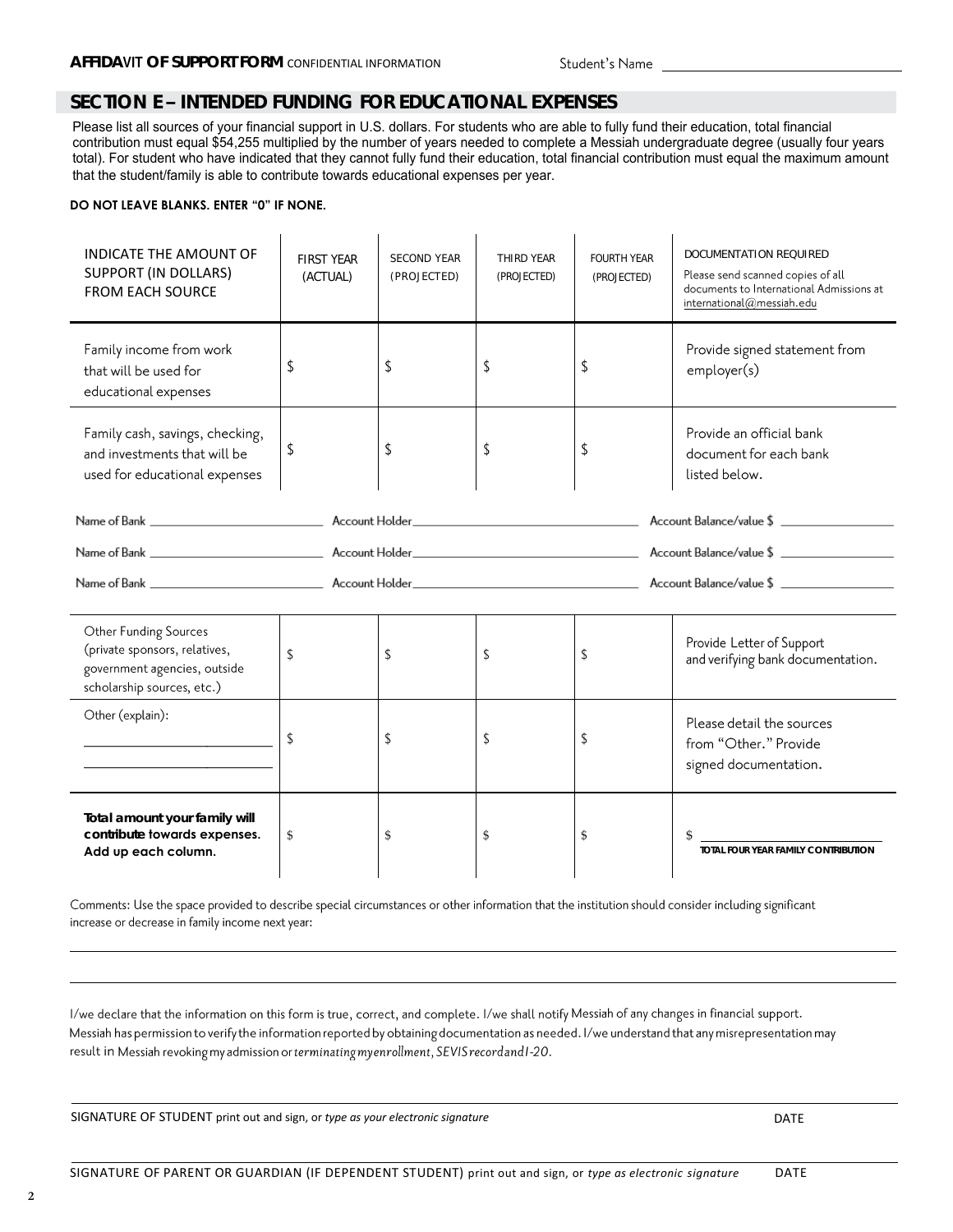**AFFIDAVIT OF SUPPORT FORM** CONFIDENTIAL INFORMATION

Student's Name ______________________

## SECTION E – INTENDED FUNDING FOR EDUCATIONAL EXPENSES

Please list all sources of your financial support in U.S. dollars. For students who are able to fully fund their education, total financial contribution must equal $54,255 multiplied by the number of years needed to complete a Messiah undergraduate degree (usually four years total). For student who have indicated that they cannot fully fund their education, total financial contribution must equal the maximum amount that the student/family is able to contribute towards educational expenses per year.

**DO NOT LEAVE BLANKS. ENTER "0" IF NONE.**

| INDICATE THE AMOUNT OF SUPPORT (IN DOLLARS) FROM EACH SOURCE | FIRST YEAR (ACTUAL) | SECOND YEAR (PROJECTED) | THIRD YEAR (PROJECTED) | FOURTH YEAR (PROJECTED) | DOCUMENTATION REQUIRED Please send scanned copies of all documents to International Admissions at international@messiah.edu |
|---|---|---|---|---|---|
| Family income from work that will be used for educational expenses | $ | $ | $ | $ | Provide signed statement from employer(s) |
| Family cash, savings, checking, and investments that will be used for educational expenses | $ | $ | $ | $ | Provide an official bank document for each bank listed below. |

Name of Bank ______________________ Account Holder______________________ Account Balance/value $ ______________

Name of Bank ______________________ Account Holder______________________ Account Balance/value $ ______________

Name of Bank ______________________ Account Holder______________________ Account Balance/value $ ______________

| | | | | | |
|---|---|---|---|---|---|
| Other Funding Sources (private sponsors, relatives, government agencies, outside scholarship sources, etc.) | $ | $ | $ | $ | Provide Letter of Support and verifying bank documentation. |
| Other (explain): ______________________ ______________________ | $ | $ | $ | $ | Please detail the sources from "Other." Provide signed documentation. |
| **Total amount your family will contribute towards expenses. Add up each column.** | $ | $ | $ | $ | $ ______________ **TOTAL FOUR YEAR FAMILY CONTRIBUTION** |

Comments: Use the space provided to describe special circumstances or other information that the institution should consider including significant increase or decrease in family income next year:

______________________________________________________________________

______________________________________________________________________

I/we declare that the information on this form is true, correct, and complete. I/we shall notify Messiah of any changes in financial support. Messiah has permission to verify the information reported by obtaining documentation as needed. I/we understand that any misrepresentation may result in Messiah revoking my admission or *terminating my enrollment, SEVIS record and I-20.*

______________________________________________________________________

SIGNATURE OF STUDENT print out and sign, or *type as your electronic signature* DATE

______________________________________________________________________

SIGNATURE OF PARENT OR GUARDIAN (IF DEPENDENT STUDENT) print out and sign, or *type as electronic signature* DATE